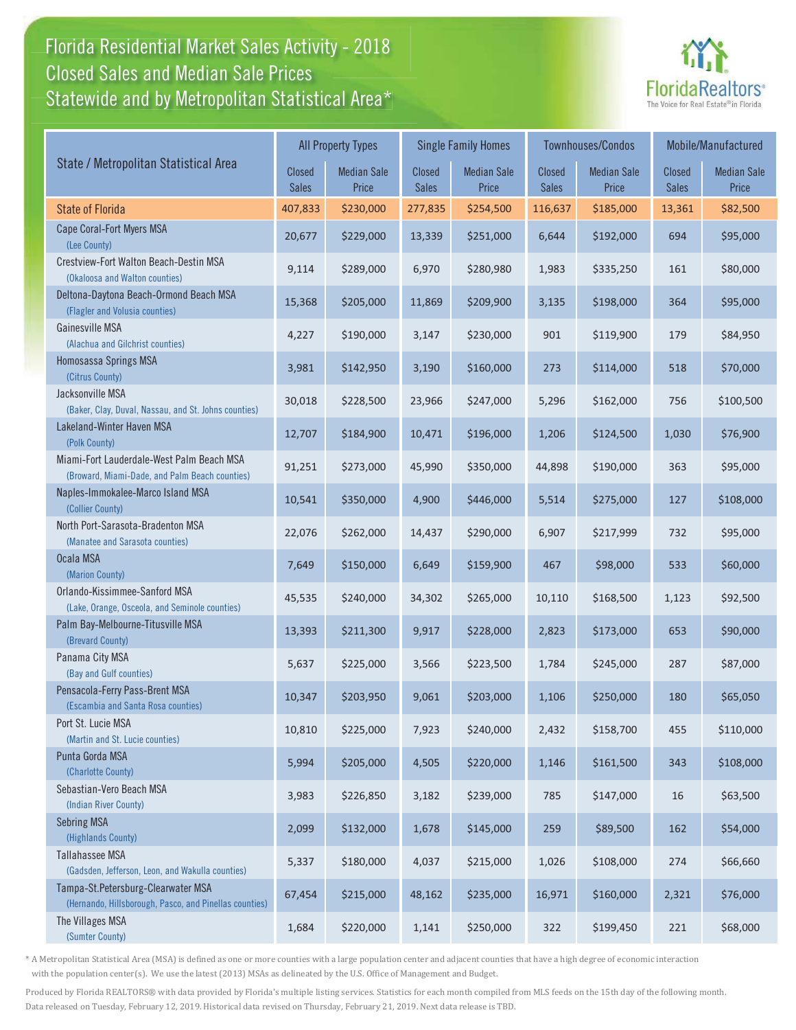# Florida Residential Market Sales Activity - 2018
## Closed Sales and Median Sale Prices
## Statewide and by Metropolitan Statistical Area*

FloridaRealtors® The Voice for Real Estate® in Florida

| State / Metropolitan Statistical Area | All Property Types | | Single Family Homes | | Townhouses/Condos | | Mobile/Manufactured | |
|---|---|---|---|---|---|---|---|---|
| | Closed Sales | Median Sale Price | Closed Sales | Median Sale Price | Closed Sales | Median Sale Price | Closed Sales | Median Sale Price |
| **State of Florida** | 407,833 | $230,000 | 277,835 | $254,500 | 116,637 | $185,000 | 13,361 | $82,500 |
| Cape Coral-Fort Myers MSA (Lee County) | 20,677 | $229,000 | 13,339 | $251,000 | 6,644 | $192,000 | 694 | $95,000 |
| Crestview-Fort Walton Beach-Destin MSA (Okaloosa and Walton counties) | 9,114 | $289,000 | 6,970 | $280,980 | 1,983 | $335,250 | 161 | $80,000 |
| Deltona-Daytona Beach-Ormond Beach MSA (Flagler and Volusia counties) | 15,368 | $205,000 | 11,869 | $209,900 | 3,135 | $198,000 | 364 | $95,000 |
| Gainesville MSA (Alachua and Gilchrist counties) | 4,227 | $190,000 | 3,147 | $230,000 | 901 | $119,900 | 179 | $84,950 |
| Homosassa Springs MSA (Citrus County) | 3,981 | $142,950 | 3,190 | $160,000 | 273 | $114,000 | 518 | $70,000 |
| Jacksonville MSA (Baker, Clay, Duval, Nassau, and St. Johns counties) | 30,018 | $228,500 | 23,966 | $247,000 | 5,296 | $162,000 | 756 | $100,500 |
| Lakeland-Winter Haven MSA (Polk County) | 12,707 | $184,900 | 10,471 | $196,000 | 1,206 | $124,500 | 1,030 | $76,900 |
| Miami-Fort Lauderdale-West Palm Beach MSA (Broward, Miami-Dade, and Palm Beach counties) | 91,251 | $273,000 | 45,990 | $350,000 | 44,898 | $190,000 | 363 | $95,000 |
| Naples-Immokalee-Marco Island MSA (Collier County) | 10,541 | $350,000 | 4,900 | $446,000 | 5,514 | $275,000 | 127 | $108,000 |
| North Port-Sarasota-Bradenton MSA (Manatee and Sarasota counties) | 22,076 | $262,000 | 14,437 | $290,000 | 6,907 | $217,999 | 732 | $95,000 |
| Ocala MSA (Marion County) | 7,649 | $150,000 | 6,649 | $159,900 | 467 | $98,000 | 533 | $60,000 |
| Orlando-Kissimmee-Sanford MSA (Lake, Orange, Osceola, and Seminole counties) | 45,535 | $240,000 | 34,302 | $265,000 | 10,110 | $168,500 | 1,123 | $92,500 |
| Palm Bay-Melbourne-Titusville MSA (Brevard County) | 13,393 | $211,300 | 9,917 | $228,000 | 2,823 | $173,000 | 653 | $90,000 |
| Panama City MSA (Bay and Gulf counties) | 5,637 | $225,000 | 3,566 | $223,500 | 1,784 | $245,000 | 287 | $87,000 |
| Pensacola-Ferry Pass-Brent MSA (Escambia and Santa Rosa counties) | 10,347 | $203,950 | 9,061 | $203,000 | 1,106 | $250,000 | 180 | $65,050 |
| Port St. Lucie MSA (Martin and St. Lucie counties) | 10,810 | $225,000 | 7,923 | $240,000 | 2,432 | $158,700 | 455 | $110,000 |
| Punta Gorda MSA (Charlotte County) | 5,994 | $205,000 | 4,505 | $220,000 | 1,146 | $161,500 | 343 | $108,000 |
| Sebastian-Vero Beach MSA (Indian River County) | 3,983 | $226,850 | 3,182 | $239,000 | 785 | $147,000 | 16 | $63,500 |
| Sebring MSA (Highlands County) | 2,099 | $132,000 | 1,678 | $145,000 | 259 | $89,500 | 162 | $54,000 |
| Tallahassee MSA (Gadsden, Jefferson, Leon, and Wakulla counties) | 5,337 | $180,000 | 4,037 | $215,000 | 1,026 | $108,000 | 274 | $66,660 |
| Tampa-St.Petersburg-Clearwater MSA (Hernando, Hillsborough, Pasco, and Pinellas counties) | 67,454 | $215,000 | 48,162 | $235,000 | 16,971 | $160,000 | 2,321 | $76,000 |
| The Villages MSA (Sumter County) | 1,684 | $220,000 | 1,141 | $250,000 | 322 | $199,450 | 221 | $68,000 |

\* A Metropolitan Statistical Area (MSA) is defined as one or more counties with a large population center and adjacent counties that have a high degree of economic interaction with the population center(s). We use the latest (2013) MSAs as delineated by the U.S. Office of Management and Budget.

Produced by Florida REALTORS® with data provided by Florida's multiple listing services. Statistics for each month compiled from MLS feeds on the 15th day of the following month. Data released on Tuesday, February 12, 2019. Historical data revised on Thursday, February 21, 2019. Next data release is TBD.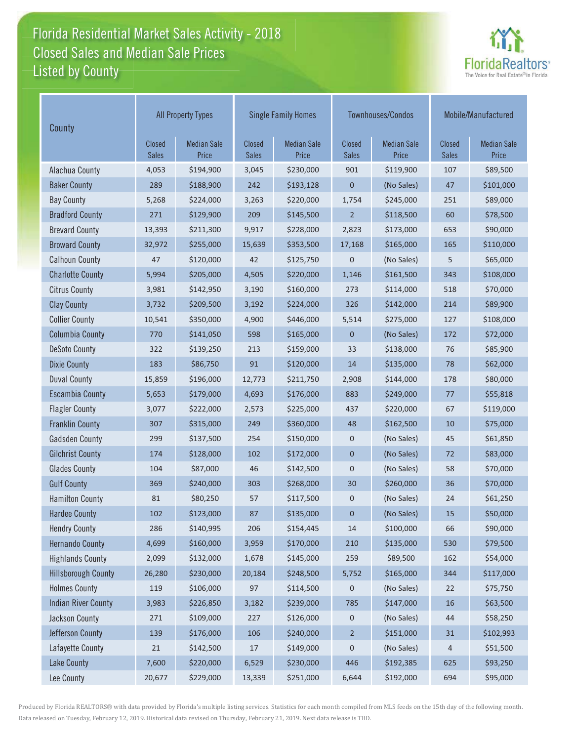# Florida Residential Market Sales Activity - 2018
## Closed Sales and Median Sale Prices
## Listed by County

FloridaRealtors® The Voice for Real Estate® in Florida

| County | All Property Types | | Single Family Homes | | Townhouses/Condos | | Mobile/Manufactured | |
|---|---|---|---|---|---|---|---|---|
| | Closed Sales | Median Sale Price | Closed Sales | Median Sale Price | Closed Sales | Median Sale Price | Closed Sales | Median Sale Price |
| Alachua County | 4,053 | $194,900 | 3,045 | $230,000 | 901 | $119,900 | 107 | $89,500 |
| Baker County | 289 | $188,900 | 242 | $193,128 | 0 | (No Sales) | 47 | $101,000 |
| Bay County | 5,268 | $224,000 | 3,263 | $220,000 | 1,754 | $245,000 | 251 | $89,000 |
| Bradford County | 271 | $129,900 | 209 | $145,500 | 2 | $118,500 | 60 | $78,500 |
| Brevard County | 13,393 | $211,300 | 9,917 | $228,000 | 2,823 | $173,000 | 653 | $90,000 |
| Broward County | 32,972 | $255,000 | 15,639 | $353,500 | 17,168 | $165,000 | 165 | $110,000 |
| Calhoun County | 47 | $120,000 | 42 | $125,750 | 0 | (No Sales) | 5 | $65,000 |
| Charlotte County | 5,994 | $205,000 | 4,505 | $220,000 | 1,146 | $161,500 | 343 | $108,000 |
| Citrus County | 3,981 | $142,950 | 3,190 | $160,000 | 273 | $114,000 | 518 | $70,000 |
| Clay County | 3,732 | $209,500 | 3,192 | $224,000 | 326 | $142,000 | 214 | $89,900 |
| Collier County | 10,541 | $350,000 | 4,900 | $446,000 | 5,514 | $275,000 | 127 | $108,000 |
| Columbia County | 770 | $141,050 | 598 | $165,000 | 0 | (No Sales) | 172 | $72,000 |
| DeSoto County | 322 | $139,250 | 213 | $159,000 | 33 | $138,000 | 76 | $85,900 |
| Dixie County | 183 | $86,750 | 91 | $120,000 | 14 | $135,000 | 78 | $62,000 |
| Duval County | 15,859 | $196,000 | 12,773 | $211,750 | 2,908 | $144,000 | 178 | $80,000 |
| Escambia County | 5,653 | $179,000 | 4,693 | $176,000 | 883 | $249,000 | 77 | $55,818 |
| Flagler County | 3,077 | $222,000 | 2,573 | $225,000 | 437 | $220,000 | 67 | $119,000 |
| Franklin County | 307 | $315,000 | 249 | $360,000 | 48 | $162,500 | 10 | $75,000 |
| Gadsden County | 299 | $137,500 | 254 | $150,000 | 0 | (No Sales) | 45 | $61,850 |
| Gilchrist County | 174 | $128,000 | 102 | $172,000 | 0 | (No Sales) | 72 | $83,000 |
| Glades County | 104 | $87,000 | 46 | $142,500 | 0 | (No Sales) | 58 | $70,000 |
| Gulf County | 369 | $240,000 | 303 | $268,000 | 30 | $260,000 | 36 | $70,000 |
| Hamilton County | 81 | $80,250 | 57 | $117,500 | 0 | (No Sales) | 24 | $61,250 |
| Hardee County | 102 | $123,000 | 87 | $135,000 | 0 | (No Sales) | 15 | $50,000 |
| Hendry County | 286 | $140,995 | 206 | $154,445 | 14 | $100,000 | 66 | $90,000 |
| Hernando County | 4,699 | $160,000 | 3,959 | $170,000 | 210 | $135,000 | 530 | $79,500 |
| Highlands County | 2,099 | $132,000 | 1,678 | $145,000 | 259 | $89,500 | 162 | $54,000 |
| Hillsborough County | 26,280 | $230,000 | 20,184 | $248,500 | 5,752 | $165,000 | 344 | $117,000 |
| Holmes County | 119 | $106,000 | 97 | $114,500 | 0 | (No Sales) | 22 | $75,750 |
| Indian River County | 3,983 | $226,850 | 3,182 | $239,000 | 785 | $147,000 | 16 | $63,500 |
| Jackson County | 271 | $109,000 | 227 | $126,000 | 0 | (No Sales) | 44 | $58,250 |
| Jefferson County | 139 | $176,000 | 106 | $240,000 | 2 | $151,000 | 31 | $102,993 |
| Lafayette County | 21 | $142,500 | 17 | $149,000 | 0 | (No Sales) | 4 | $51,500 |
| Lake County | 7,600 | $220,000 | 6,529 | $230,000 | 446 | $192,385 | 625 | $93,250 |
| Lee County | 20,677 | $229,000 | 13,339 | $251,000 | 6,644 | $192,000 | 694 | $95,000 |

Produced by Florida REALTORS® with data provided by Florida's multiple listing services. Statistics for each month compiled from MLS feeds on the 15th day of the following month. Data released on Tuesday, February 12, 2019. Historical data revised on Thursday, February 21, 2019. Next data release is TBD.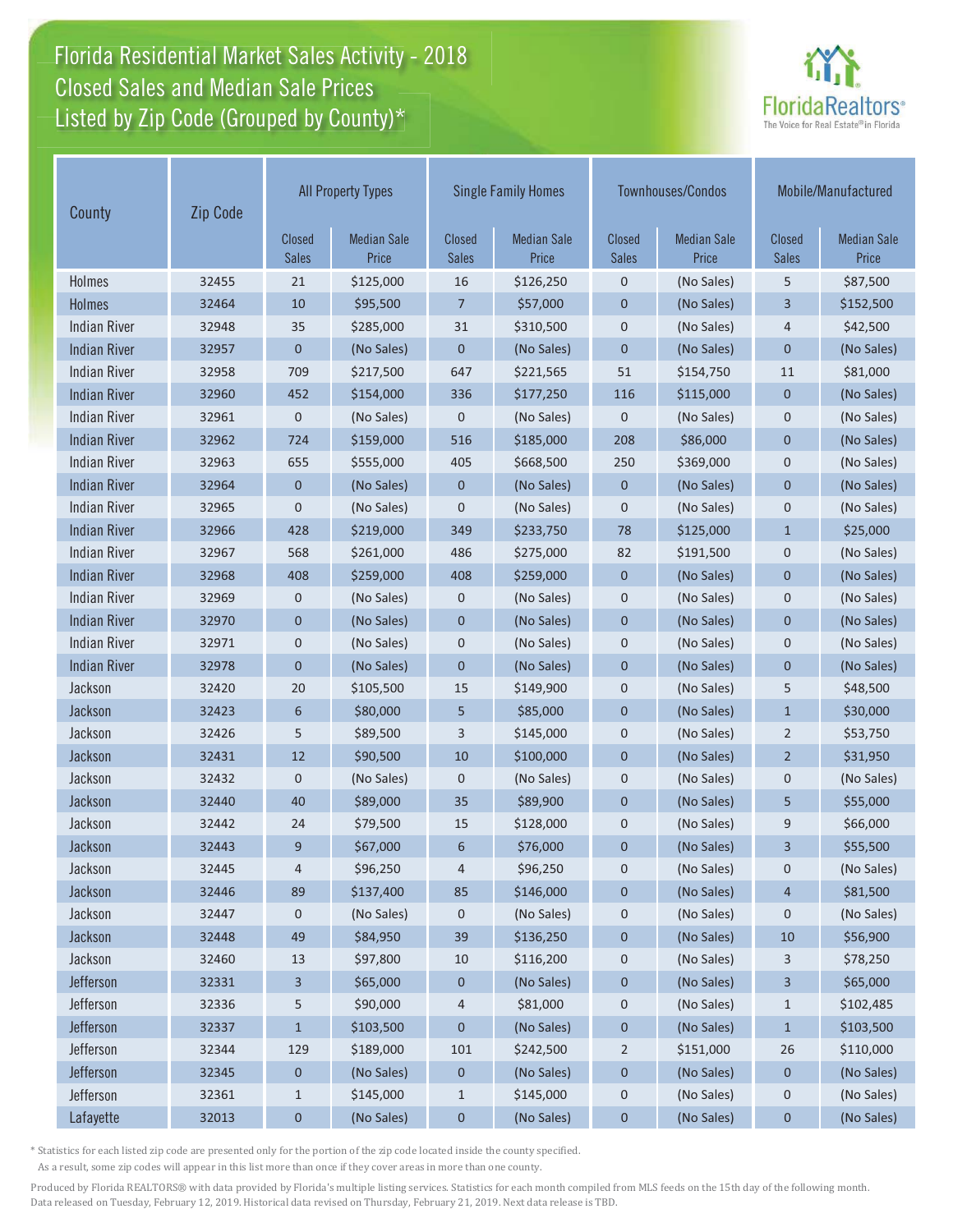# Florida Residential Market Sales Activity - 2018
## Closed Sales and Median Sale Prices
## Listed by Zip Code (Grouped by County)*

| County | Zip Code | All Property Types | | Single Family Homes | | Townhouses/Condos | | Mobile/Manufactured | |
|---|---|---|---|---|---|---|---|---|---|
| | | Closed Sales | Median Sale Price | Closed Sales | Median Sale Price | Closed Sales | Median Sale Price | Closed Sales | Median Sale Price |
| Holmes | 32455 | 21 | $125,000 | 16 | $126,250 | 0 | (No Sales) | 5 | $87,500 |
| Holmes | 32464 | 10 | $95,500 | 7 | $57,000 | 0 | (No Sales) | 3 | $152,500 |
| Indian River | 32948 | 35 | $285,000 | 31 | $310,500 | 0 | (No Sales) | 4 | $42,500 |
| Indian River | 32957 | 0 | (No Sales) | 0 | (No Sales) | 0 | (No Sales) | 0 | (No Sales) |
| Indian River | 32958 | 709 | $217,500 | 647 | $221,565 | 51 | $154,750 | 11 | $81,000 |
| Indian River | 32960 | 452 | $154,000 | 336 | $177,250 | 116 | $115,000 | 0 | (No Sales) |
| Indian River | 32961 | 0 | (No Sales) | 0 | (No Sales) | 0 | (No Sales) | 0 | (No Sales) |
| Indian River | 32962 | 724 | $159,000 | 516 | $185,000 | 208 | $86,000 | 0 | (No Sales) |
| Indian River | 32963 | 655 | $555,000 | 405 | $668,500 | 250 | $369,000 | 0 | (No Sales) |
| Indian River | 32964 | 0 | (No Sales) | 0 | (No Sales) | 0 | (No Sales) | 0 | (No Sales) |
| Indian River | 32965 | 0 | (No Sales) | 0 | (No Sales) | 0 | (No Sales) | 0 | (No Sales) |
| Indian River | 32966 | 428 | $219,000 | 349 | $233,750 | 78 | $125,000 | 1 | $25,000 |
| Indian River | 32967 | 568 | $261,000 | 486 | $275,000 | 82 | $191,500 | 0 | (No Sales) |
| Indian River | 32968 | 408 | $259,000 | 408 | $259,000 | 0 | (No Sales) | 0 | (No Sales) |
| Indian River | 32969 | 0 | (No Sales) | 0 | (No Sales) | 0 | (No Sales) | 0 | (No Sales) |
| Indian River | 32970 | 0 | (No Sales) | 0 | (No Sales) | 0 | (No Sales) | 0 | (No Sales) |
| Indian River | 32971 | 0 | (No Sales) | 0 | (No Sales) | 0 | (No Sales) | 0 | (No Sales) |
| Indian River | 32978 | 0 | (No Sales) | 0 | (No Sales) | 0 | (No Sales) | 0 | (No Sales) |
| Jackson | 32420 | 20 | $105,500 | 15 | $149,900 | 0 | (No Sales) | 5 | $48,500 |
| Jackson | 32423 | 6 | $80,000 | 5 | $85,000 | 0 | (No Sales) | 1 | $30,000 |
| Jackson | 32426 | 5 | $89,500 | 3 | $145,000 | 0 | (No Sales) | 2 | $53,750 |
| Jackson | 32431 | 12 | $90,500 | 10 | $100,000 | 0 | (No Sales) | 2 | $31,950 |
| Jackson | 32432 | 0 | (No Sales) | 0 | (No Sales) | 0 | (No Sales) | 0 | (No Sales) |
| Jackson | 32440 | 40 | $89,000 | 35 | $89,900 | 0 | (No Sales) | 5 | $55,000 |
| Jackson | 32442 | 24 | $79,500 | 15 | $128,000 | 0 | (No Sales) | 9 | $66,000 |
| Jackson | 32443 | 9 | $67,000 | 6 | $76,000 | 0 | (No Sales) | 3 | $55,500 |
| Jackson | 32445 | 4 | $96,250 | 4 | $96,250 | 0 | (No Sales) | 0 | (No Sales) |
| Jackson | 32446 | 89 | $137,400 | 85 | $146,000 | 0 | (No Sales) | 4 | $81,500 |
| Jackson | 32447 | 0 | (No Sales) | 0 | (No Sales) | 0 | (No Sales) | 0 | (No Sales) |
| Jackson | 32448 | 49 | $84,950 | 39 | $136,250 | 0 | (No Sales) | 10 | $56,900 |
| Jackson | 32460 | 13 | $97,800 | 10 | $116,200 | 0 | (No Sales) | 3 | $78,250 |
| Jefferson | 32331 | 3 | $65,000 | 0 | (No Sales) | 0 | (No Sales) | 3 | $65,000 |
| Jefferson | 32336 | 5 | $90,000 | 4 | $81,000 | 0 | (No Sales) | 1 | $102,485 |
| Jefferson | 32337 | 1 | $103,500 | 0 | (No Sales) | 0 | (No Sales) | 1 | $103,500 |
| Jefferson | 32344 | 129 | $189,000 | 101 | $242,500 | 2 | $151,000 | 26 | $110,000 |
| Jefferson | 32345 | 0 | (No Sales) | 0 | (No Sales) | 0 | (No Sales) | 0 | (No Sales) |
| Jefferson | 32361 | 1 | $145,000 | 1 | $145,000 | 0 | (No Sales) | 0 | (No Sales) |
| Lafayette | 32013 | 0 | (No Sales) | 0 | (No Sales) | 0 | (No Sales) | 0 | (No Sales) |

* Statistics for each listed zip code are presented only for the portion of the zip code located inside the county specified. As a result, some zip codes will appear in this list more than once if they cover areas in more than one county.

Produced by Florida REALTORS® with data provided by Florida's multiple listing services. Statistics for each month compiled from MLS feeds on the 15th day of the following month. Data released on Tuesday, February 12, 2019. Historical data revised on Thursday, February 21, 2019. Next data release is TBD.